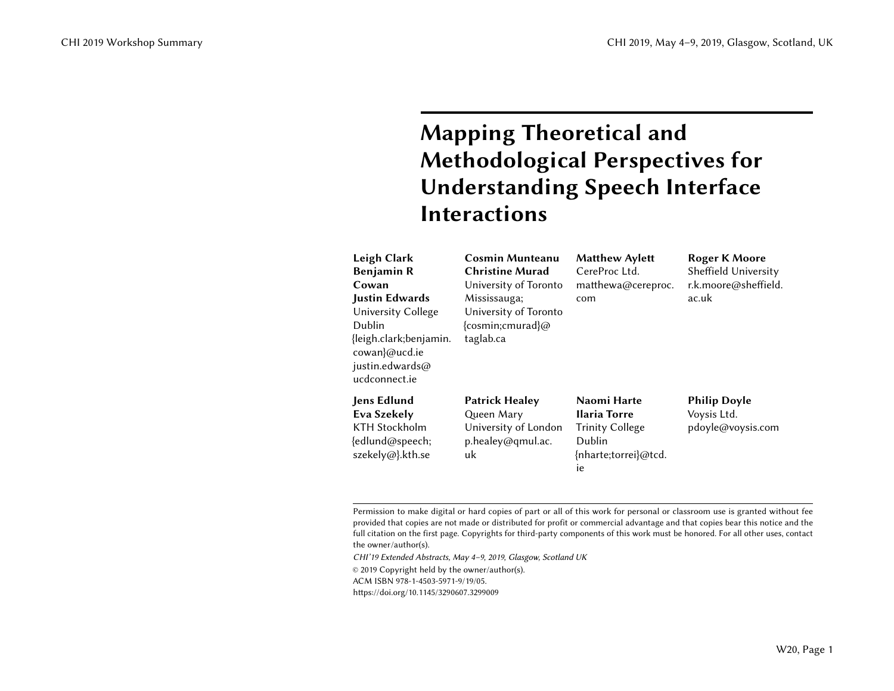# Mapping Theoretical and Methodological Perspectives for Understanding Speech Interface Interactions

**Leigh Clark**
**Benjamin R Cowan**
**Justin Edwards**
University College Dublin
{leigh.clark;benjamin.cowan}@ucd.ie
justin.edwards@ucdconnect.ie

**Cosmin Munteanu**
**Christine Murad**
University of Toronto Mississauga; University of Toronto
{cosmin;cmurad}@taglab.ca

**Matthew Aylett**
CereProc Ltd.
matthewa@cereproc.com

**Roger K Moore**
Sheffield University
r.k.moore@sheffield.ac.uk

**Jens Edlund**
**Eva Szekely**
KTH Stockholm
{edlund@speech;szekely@}.kth.se

**Patrick Healey**
Queen Mary University of London
p.healey@qmul.ac.uk

**Naomi Harte**
**Ilaria Torre**
Trinity College Dublin
{nharte;torrei}@tcd.ie

**Philip Doyle**
Voysis Ltd.
pdoyle@voysis.com

---

Permission to make digital or hard copies of part or all of this work for personal or classroom use is granted without fee provided that copies are not made or distributed for profit or commercial advantage and that copies bear this notice and the full citation on the first page. Copyrights for third-party components of this work must be honored. For all other uses, contact the owner/author(s).

*CHI'19 Extended Abstracts, May 4–9, 2019, Glasgow, Scotland UK*

© 2019 Copyright held by the owner/author(s).

ACM ISBN 978-1-4503-5971-9/19/05.

https://doi.org/10.1145/3290607.3299009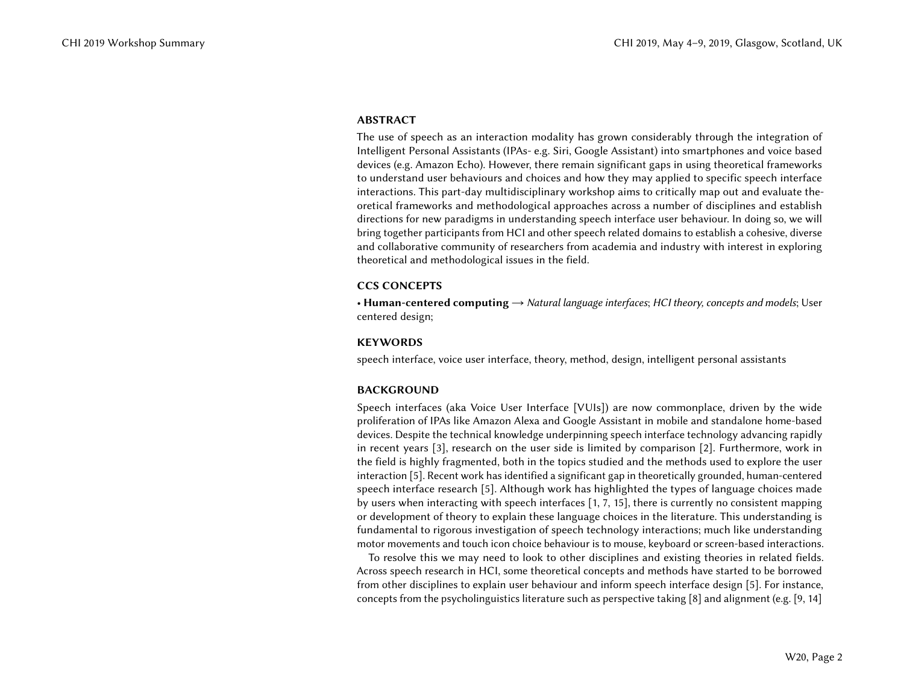## ABSTRACT

The use of speech as an interaction modality has grown considerably through the integration of Intelligent Personal Assistants (IPAs- e.g. Siri, Google Assistant) into smartphones and voice based devices (e.g. Amazon Echo). However, there remain significant gaps in using theoretical frameworks to understand user behaviours and choices and how they may applied to specific speech interface interactions. This part-day multidisciplinary workshop aims to critically map out and evaluate theoretical frameworks and methodological approaches across a number of disciplines and establish directions for new paradigms in understanding speech interface user behaviour. In doing so, we will bring together participants from HCI and other speech related domains to establish a cohesive, diverse and collaborative community of researchers from academia and industry with interest in exploring theoretical and methodological issues in the field.

## CCS CONCEPTS

• **Human-centered computing** → *Natural language interfaces*; *HCI theory, concepts and models*; User centered design;

## KEYWORDS

speech interface, voice user interface, theory, method, design, intelligent personal assistants

## BACKGROUND

Speech interfaces (aka Voice User Interface [VUIs]) are now commonplace, driven by the wide proliferation of IPAs like Amazon Alexa and Google Assistant in mobile and standalone home-based devices. Despite the technical knowledge underpinning speech interface technology advancing rapidly in recent years [3], research on the user side is limited by comparison [2]. Furthermore, work in the field is highly fragmented, both in the topics studied and the methods used to explore the user interaction [5]. Recent work has identified a significant gap in theoretically grounded, human-centered speech interface research [5]. Although work has highlighted the types of language choices made by users when interacting with speech interfaces [1, 7, 15], there is currently no consistent mapping or development of theory to explain these language choices in the literature. This understanding is fundamental to rigorous investigation of speech technology interactions; much like understanding motor movements and touch icon choice behaviour is to mouse, keyboard or screen-based interactions.

To resolve this we may need to look to other disciplines and existing theories in related fields. Across speech research in HCI, some theoretical concepts and methods have started to be borrowed from other disciplines to explain user behaviour and inform speech interface design [5]. For instance, concepts from the psycholinguistics literature such as perspective taking [8] and alignment (e.g. [9, 14]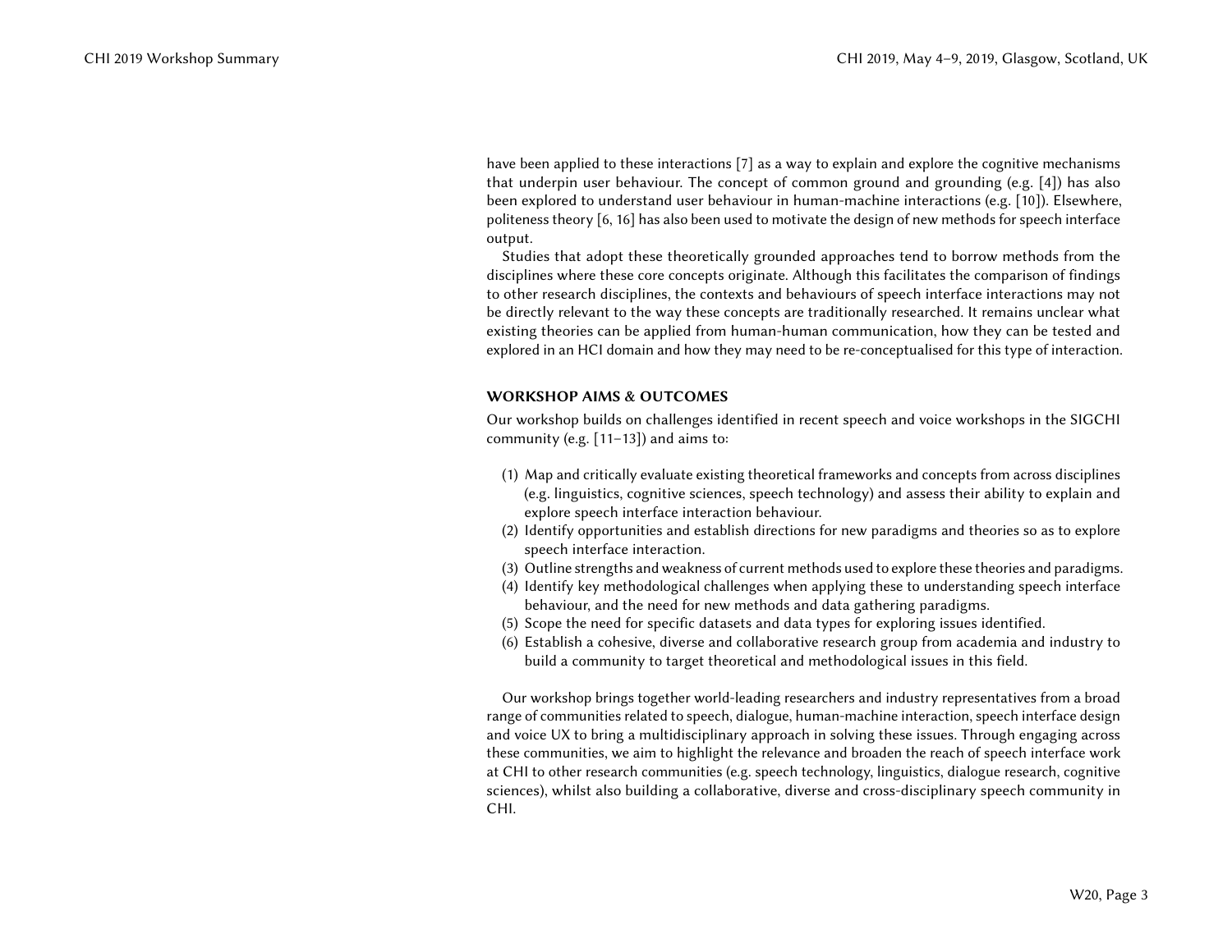have been applied to these interactions [7] as a way to explain and explore the cognitive mechanisms that underpin user behaviour. The concept of common ground and grounding (e.g. [4]) has also been explored to understand user behaviour in human-machine interactions (e.g. [10]). Elsewhere, politeness theory [6, 16] has also been used to motivate the design of new methods for speech interface output.

Studies that adopt these theoretically grounded approaches tend to borrow methods from the disciplines where these core concepts originate. Although this facilitates the comparison of findings to other research disciplines, the contexts and behaviours of speech interface interactions may not be directly relevant to the way these concepts are traditionally researched. It remains unclear what existing theories can be applied from human-human communication, how they can be tested and explored in an HCI domain and how they may need to be re-conceptualised for this type of interaction.

## WORKSHOP AIMS & OUTCOMES

Our workshop builds on challenges identified in recent speech and voice workshops in the SIGCHI community (e.g. [11–13]) and aims to:

1. Map and critically evaluate existing theoretical frameworks and concepts from across disciplines (e.g. linguistics, cognitive sciences, speech technology) and assess their ability to explain and explore speech interface interaction behaviour.
2. Identify opportunities and establish directions for new paradigms and theories so as to explore speech interface interaction.
3. Outline strengths and weakness of current methods used to explore these theories and paradigms.
4. Identify key methodological challenges when applying these to understanding speech interface behaviour, and the need for new methods and data gathering paradigms.
5. Scope the need for specific datasets and data types for exploring issues identified.
6. Establish a cohesive, diverse and collaborative research group from academia and industry to build a community to target theoretical and methodological issues in this field.

Our workshop brings together world-leading researchers and industry representatives from a broad range of communities related to speech, dialogue, human-machine interaction, speech interface design and voice UX to bring a multidisciplinary approach in solving these issues. Through engaging across these communities, we aim to highlight the relevance and broaden the reach of speech interface work at CHI to other research communities (e.g. speech technology, linguistics, dialogue research, cognitive sciences), whilst also building a collaborative, diverse and cross-disciplinary speech community in CHI.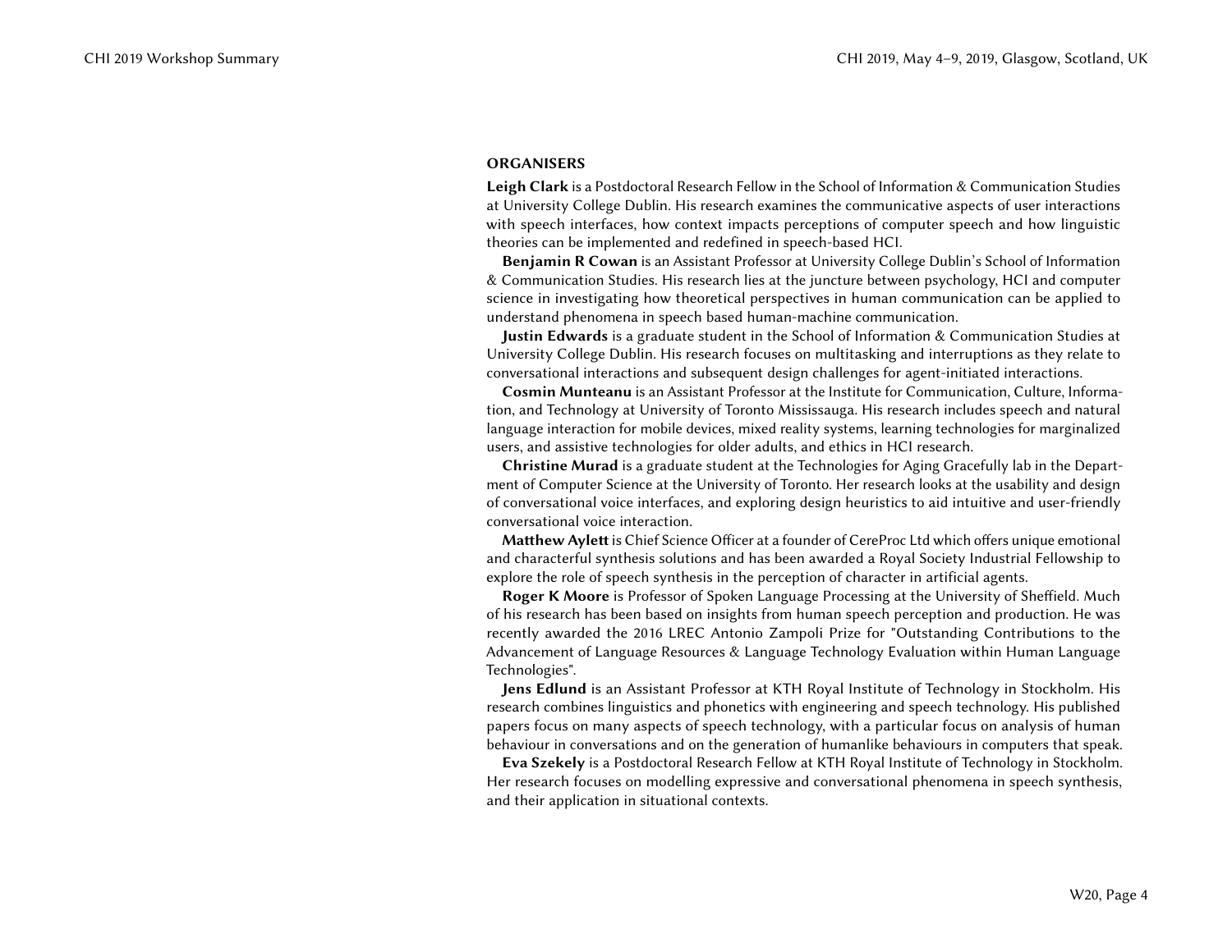## ORGANISERS

**Leigh Clark** is a Postdoctoral Research Fellow in the School of Information & Communication Studies at University College Dublin. His research examines the communicative aspects of user interactions with speech interfaces, how context impacts perceptions of computer speech and how linguistic theories can be implemented and redefined in speech-based HCI.

**Benjamin R Cowan** is an Assistant Professor at University College Dublin's School of Information & Communication Studies. His research lies at the juncture between psychology, HCI and computer science in investigating how theoretical perspectives in human communication can be applied to understand phenomena in speech based human-machine communication.

**Justin Edwards** is a graduate student in the School of Information & Communication Studies at University College Dublin. His research focuses on multitasking and interruptions as they relate to conversational interactions and subsequent design challenges for agent-initiated interactions.

**Cosmin Munteanu** is an Assistant Professor at the Institute for Communication, Culture, Information, and Technology at University of Toronto Mississauga. His research includes speech and natural language interaction for mobile devices, mixed reality systems, learning technologies for marginalized users, and assistive technologies for older adults, and ethics in HCI research.

**Christine Murad** is a graduate student at the Technologies for Aging Gracefully lab in the Department of Computer Science at the University of Toronto. Her research looks at the usability and design of conversational voice interfaces, and exploring design heuristics to aid intuitive and user-friendly conversational voice interaction.

**Matthew Aylett** is Chief Science Officer at a founder of CereProc Ltd which offers unique emotional and characterful synthesis solutions and has been awarded a Royal Society Industrial Fellowship to explore the role of speech synthesis in the perception of character in artificial agents.

**Roger K Moore** is Professor of Spoken Language Processing at the University of Sheffield. Much of his research has been based on insights from human speech perception and production. He was recently awarded the 2016 LREC Antonio Zampoli Prize for "Outstanding Contributions to the Advancement of Language Resources & Language Technology Evaluation within Human Language Technologies".

**Jens Edlund** is an Assistant Professor at KTH Royal Institute of Technology in Stockholm. His research combines linguistics and phonetics with engineering and speech technology. His published papers focus on many aspects of speech technology, with a particular focus on analysis of human behaviour in conversations and on the generation of humanlike behaviours in computers that speak.

**Eva Szekely** is a Postdoctoral Research Fellow at KTH Royal Institute of Technology in Stockholm. Her research focuses on modelling expressive and conversational phenomena in speech synthesis, and their application in situational contexts.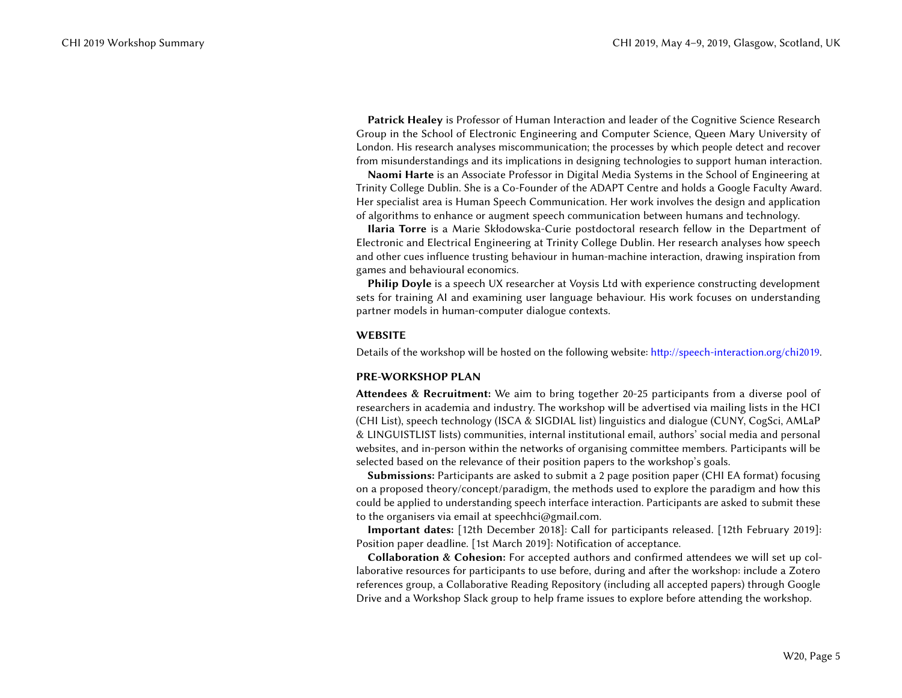**Patrick Healey** is Professor of Human Interaction and leader of the Cognitive Science Research Group in the School of Electronic Engineering and Computer Science, Queen Mary University of London. His research analyses miscommunication; the processes by which people detect and recover from misunderstandings and its implications in designing technologies to support human interaction.

**Naomi Harte** is an Associate Professor in Digital Media Systems in the School of Engineering at Trinity College Dublin. She is a Co-Founder of the ADAPT Centre and holds a Google Faculty Award. Her specialist area is Human Speech Communication. Her work involves the design and application of algorithms to enhance or augment speech communication between humans and technology.

**Ilaria Torre** is a Marie Skłodowska-Curie postdoctoral research fellow in the Department of Electronic and Electrical Engineering at Trinity College Dublin. Her research analyses how speech and other cues influence trusting behaviour in human-machine interaction, drawing inspiration from games and behavioural economics.

**Philip Doyle** is a speech UX researcher at Voysis Ltd with experience constructing development sets for training AI and examining user language behaviour. His work focuses on understanding partner models in human-computer dialogue contexts.

### WEBSITE

Details of the workshop will be hosted on the following website: http://speech-interaction.org/chi2019.

### PRE-WORKSHOP PLAN

**Attendees & Recruitment:** We aim to bring together 20-25 participants from a diverse pool of researchers in academia and industry. The workshop will be advertised via mailing lists in the HCI (CHI List), speech technology (ISCA & SIGDIAL list) linguistics and dialogue (CUNY, CogSci, AMLaP & LINGUISTLIST lists) communities, internal institutional email, authors' social media and personal websites, and in-person within the networks of organising committee members. Participants will be selected based on the relevance of their position papers to the workshop's goals.

**Submissions:** Participants are asked to submit a 2 page position paper (CHI EA format) focusing on a proposed theory/concept/paradigm, the methods used to explore the paradigm and how this could be applied to understanding speech interface interaction. Participants are asked to submit these to the organisers via email at speechhci@gmail.com.

**Important dates:** [12th December 2018]: Call for participants released. [12th February 2019]: Position paper deadline. [1st March 2019]: Notification of acceptance.

**Collaboration & Cohesion:** For accepted authors and confirmed attendees we will set up collaborative resources for participants to use before, during and after the workshop: include a Zotero references group, a Collaborative Reading Repository (including all accepted papers) through Google Drive and a Workshop Slack group to help frame issues to explore before attending the workshop.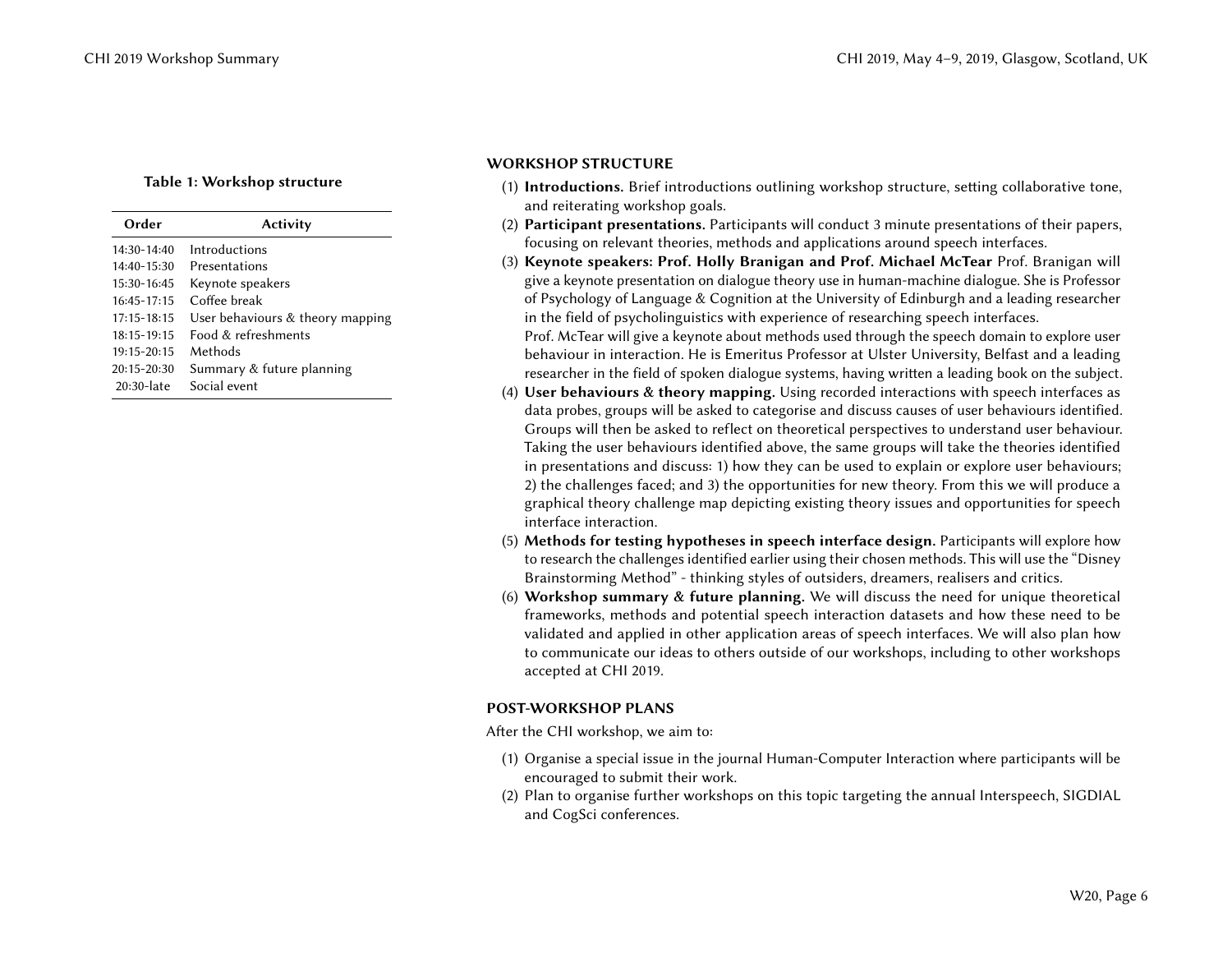**Table 1: Workshop structure**

| Order | Activity |
|---|---|
| 14:30-14:40 | Introductions |
| 14:40-15:30 | Presentations |
| 15:30-16:45 | Keynote speakers |
| 16:45-17:15 | Coffee break |
| 17:15-18:15 | User behaviours & theory mapping |
| 18:15-19:15 | Food & refreshments |
| 19:15-20:15 | Methods |
| 20:15-20:30 | Summary & future planning |
| 20:30-late | Social event |

## WORKSHOP STRUCTURE

(1) **Introductions.** Brief introductions outlining workshop structure, setting collaborative tone, and reiterating workshop goals.

(2) **Participant presentations.** Participants will conduct 3 minute presentations of their papers, focusing on relevant theories, methods and applications around speech interfaces.

(3) **Keynote speakers: Prof. Holly Branigan and Prof. Michael McTear** Prof. Branigan will give a keynote presentation on dialogue theory use in human-machine dialogue. She is Professor of Psychology of Language & Cognition at the University of Edinburgh and a leading researcher in the field of psycholinguistics with experience of researching speech interfaces.
Prof. McTear will give a keynote about methods used through the speech domain to explore user behaviour in interaction. He is Emeritus Professor at Ulster University, Belfast and a leading researcher in the field of spoken dialogue systems, having written a leading book on the subject.

(4) **User behaviours & theory mapping.** Using recorded interactions with speech interfaces as data probes, groups will be asked to categorise and discuss causes of user behaviours identified. Groups will then be asked to reflect on theoretical perspectives to understand user behaviour. Taking the user behaviours identified above, the same groups will take the theories identified in presentations and discuss: 1) how they can be used to explain or explore user behaviours; 2) the challenges faced; and 3) the opportunities for new theory. From this we will produce a graphical theory challenge map depicting existing theory issues and opportunities for speech interface interaction.

(5) **Methods for testing hypotheses in speech interface design.** Participants will explore how to research the challenges identified earlier using their chosen methods. This will use the "Disney Brainstorming Method" - thinking styles of outsiders, dreamers, realisers and critics.

(6) **Workshop summary & future planning.** We will discuss the need for unique theoretical frameworks, methods and potential speech interaction datasets and how these need to be validated and applied in other application areas of speech interfaces. We will also plan how to communicate our ideas to others outside of our workshops, including to other workshops accepted at CHI 2019.

## POST-WORKSHOP PLANS

After the CHI workshop, we aim to:

(1) Organise a special issue in the journal Human-Computer Interaction where participants will be encouraged to submit their work.

(2) Plan to organise further workshops on this topic targeting the annual Interspeech, SIGDIAL and CogSci conferences.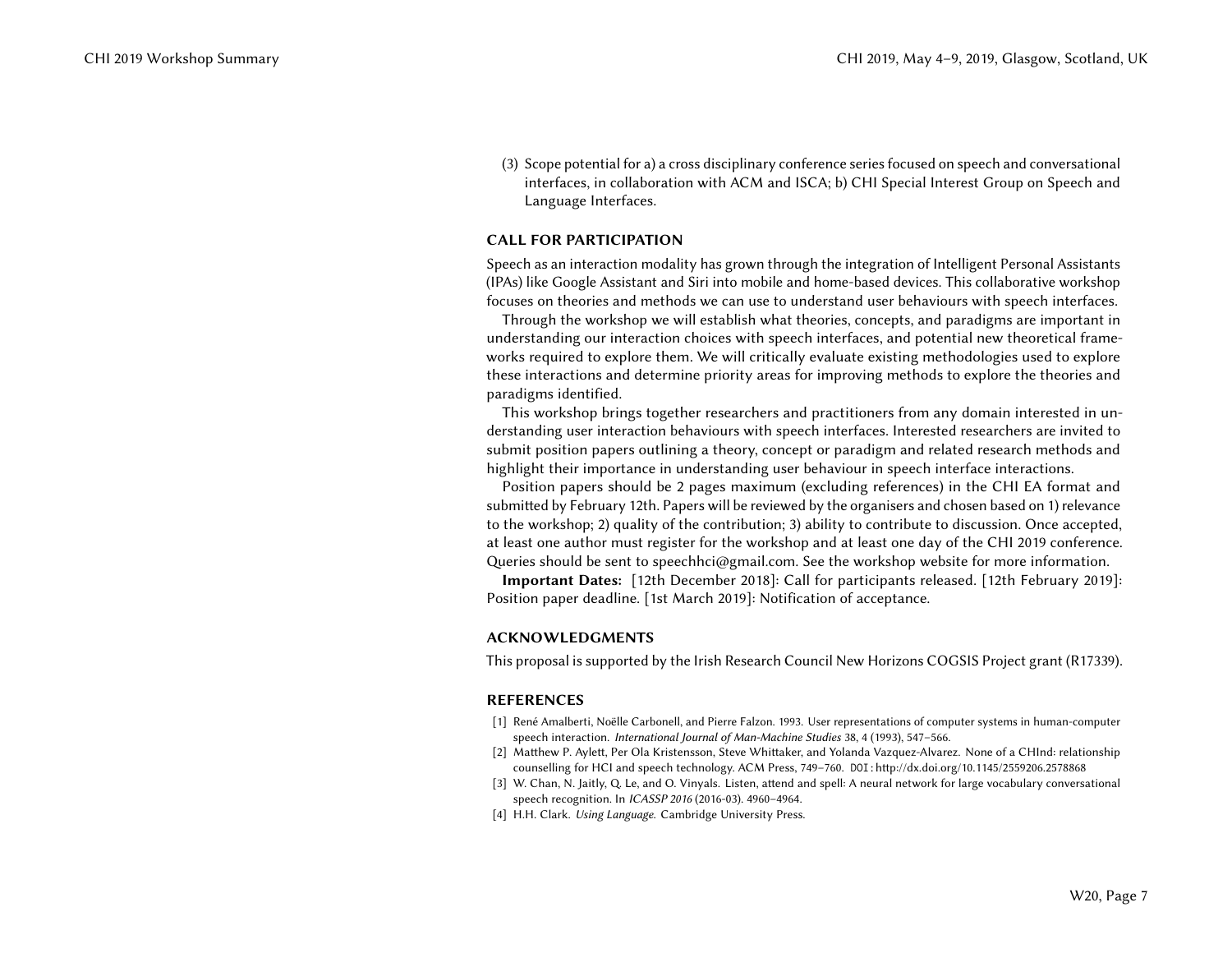(3) Scope potential for a) a cross disciplinary conference series focused on speech and conversational interfaces, in collaboration with ACM and ISCA; b) CHI Special Interest Group on Speech and Language Interfaces.

## CALL FOR PARTICIPATION

Speech as an interaction modality has grown through the integration of Intelligent Personal Assistants (IPAs) like Google Assistant and Siri into mobile and home-based devices. This collaborative workshop focuses on theories and methods we can use to understand user behaviours with speech interfaces.

Through the workshop we will establish what theories, concepts, and paradigms are important in understanding our interaction choices with speech interfaces, and potential new theoretical frameworks required to explore them. We will critically evaluate existing methodologies used to explore these interactions and determine priority areas for improving methods to explore the theories and paradigms identified.

This workshop brings together researchers and practitioners from any domain interested in understanding user interaction behaviours with speech interfaces. Interested researchers are invited to submit position papers outlining a theory, concept or paradigm and related research methods and highlight their importance in understanding user behaviour in speech interface interactions.

Position papers should be 2 pages maximum (excluding references) in the CHI EA format and submitted by February 12th. Papers will be reviewed by the organisers and chosen based on 1) relevance to the workshop; 2) quality of the contribution; 3) ability to contribute to discussion. Once accepted, at least one author must register for the workshop and at least one day of the CHI 2019 conference. Queries should be sent to speechhci@gmail.com. See the workshop website for more information.

**Important Dates:** [12th December 2018]: Call for participants released. [12th February 2019]: Position paper deadline. [1st March 2019]: Notification of acceptance.

## ACKNOWLEDGMENTS

This proposal is supported by the Irish Research Council New Horizons COGSIS Project grant (R17339).

## REFERENCES

[1] René Amalberti, Noëlle Carbonell, and Pierre Falzon. 1993. User representations of computer systems in human-computer speech interaction. *International Journal of Man-Machine Studies* 38, 4 (1993), 547–566.

[2] Matthew P. Aylett, Per Ola Kristensson, Steve Whittaker, and Yolanda Vazquez-Alvarez. None of a CHInd: relationship counselling for HCI and speech technology. ACM Press, 749–760. DOI: http://dx.doi.org/10.1145/2559206.2578868

[3] W. Chan, N. Jaitly, Q. Le, and O. Vinyals. Listen, attend and spell: A neural network for large vocabulary conversational speech recognition. In *ICASSP 2016* (2016-03). 4960–4964.

[4] H.H. Clark. *Using Language.* Cambridge University Press.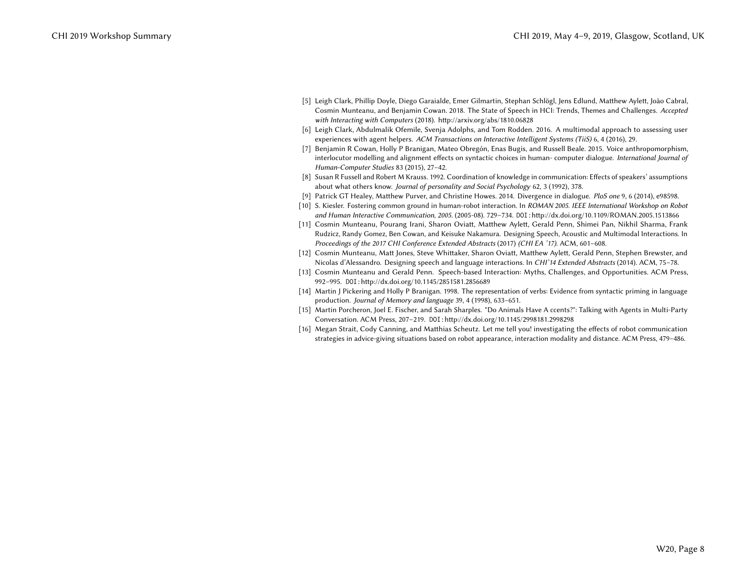[5] Leigh Clark, Phillip Doyle, Diego Garaialde, Emer Gilmartin, Stephan Schlögl, Jens Edlund, Matthew Aylett, João Cabral, Cosmin Munteanu, and Benjamin Cowan. 2018. The State of Speech in HCI: Trends, Themes and Challenges. *Accepted with Interacting with Computers* (2018). http://arxiv.org/abs/1810.06828

[6] Leigh Clark, Abdulmalik Ofemile, Svenja Adolphs, and Tom Rodden. 2016. A multimodal approach to assessing user experiences with agent helpers. *ACM Transactions on Interactive Intelligent Systems (TiiS)* 6, 4 (2016), 29.

[7] Benjamin R Cowan, Holly P Branigan, Mateo Obregón, Enas Bugis, and Russell Beale. 2015. Voice anthropomorphism, interlocutor modelling and alignment effects on syntactic choices in human- computer dialogue. *International Journal of Human-Computer Studies* 83 (2015), 27–42.

[8] Susan R Fussell and Robert M Krauss. 1992. Coordination of knowledge in communication: Effects of speakers' assumptions about what others know. *Journal of personality and Social Psychology* 62, 3 (1992), 378.

[9] Patrick GT Healey, Matthew Purver, and Christine Howes. 2014. Divergence in dialogue. *PloS one* 9, 6 (2014), e98598.

[10] S. Kiesler. Fostering common ground in human-robot interaction. In *ROMAN 2005. IEEE International Workshop on Robot and Human Interactive Communication, 2005.* (2005-08). 729–734. DOI: http://dx.doi.org/10.1109/ROMAN.2005.1513866

[11] Cosmin Munteanu, Pourang Irani, Sharon Oviatt, Matthew Aylett, Gerald Penn, Shimei Pan, Nikhil Sharma, Frank Rudzicz, Randy Gomez, Ben Cowan, and Keisuke Nakamura. Designing Speech, Acoustic and Multimodal Interactions. In *Proceedings of the 2017 CHI Conference Extended Abstracts* (2017) *(CHI EA '17)*. ACM, 601–608.

[12] Cosmin Munteanu, Matt Jones, Steve Whittaker, Sharon Oviatt, Matthew Aylett, Gerald Penn, Stephen Brewster, and Nicolas d'Alessandro. Designing speech and language interactions. In *CHI'14 Extended Abstracts* (2014). ACM, 75–78.

[13] Cosmin Munteanu and Gerald Penn. Speech-based Interaction: Myths, Challenges, and Opportunities. ACM Press, 992–995. DOI: http://dx.doi.org/10.1145/2851581.2856689

[14] Martin J Pickering and Holly P Branigan. 1998. The representation of verbs: Evidence from syntactic priming in language production. *Journal of Memory and language* 39, 4 (1998), 633–651.

[15] Martin Porcheron, Joel E. Fischer, and Sarah Sharples. "Do Animals Have A ccents?": Talking with Agents in Multi-Party Conversation. ACM Press, 207–219. DOI: http://dx.doi.org/10.1145/2998181.2998298

[16] Megan Strait, Cody Canning, and Matthias Scheutz. Let me tell you! investigating the effects of robot communication strategies in advice-giving situations based on robot appearance, interaction modality and distance. ACM Press, 479–486.